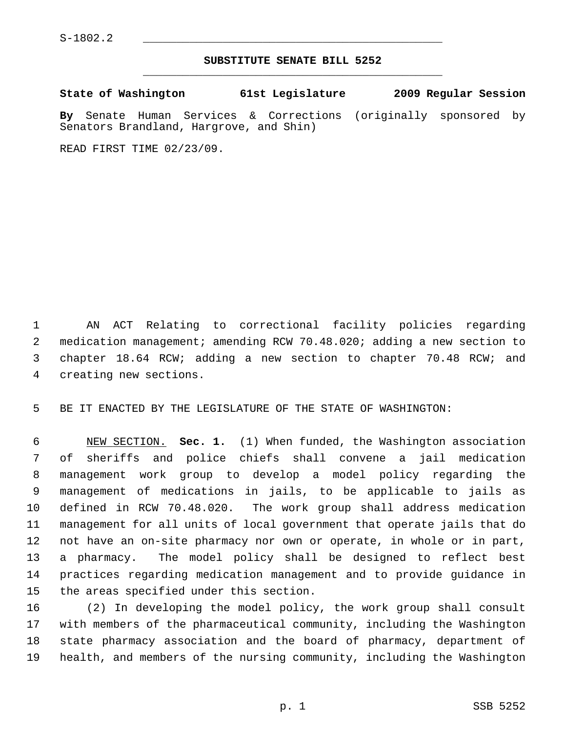S-1802.2

## SUBSTITUTE SENATE BILL 5252

**State of Washington 61st Legislature 2009 Regular Session**

**By** Senate Human Services & Corrections (originally sponsored by Senators Brandland, Hargrove, and Shin)

READ FIRST TIME 02/23/09.

AN ACT Relating to correctional facility policies regarding medication management; amending RCW 70.48.020; adding a new section to chapter 18.64 RCW; adding a new section to chapter 70.48 RCW; and creating new sections.

BE IT ENACTED BY THE LEGISLATURE OF THE STATE OF WASHINGTON:

NEW SECTION. **Sec. 1.** (1) When funded, the Washington association of sheriffs and police chiefs shall convene a jail medication management work group to develop a model policy regarding the management of medications in jails, to be applicable to jails as defined in RCW 70.48.020. The work group shall address medication management for all units of local government that operate jails that do not have an on-site pharmacy nor own or operate, in whole or in part, a pharmacy. The model policy shall be designed to reflect best practices regarding medication management and to provide guidance in the areas specified under this section.

(2) In developing the model policy, the work group shall consult with members of the pharmaceutical community, including the Washington state pharmacy association and the board of pharmacy, department of health, and members of the nursing community, including the Washington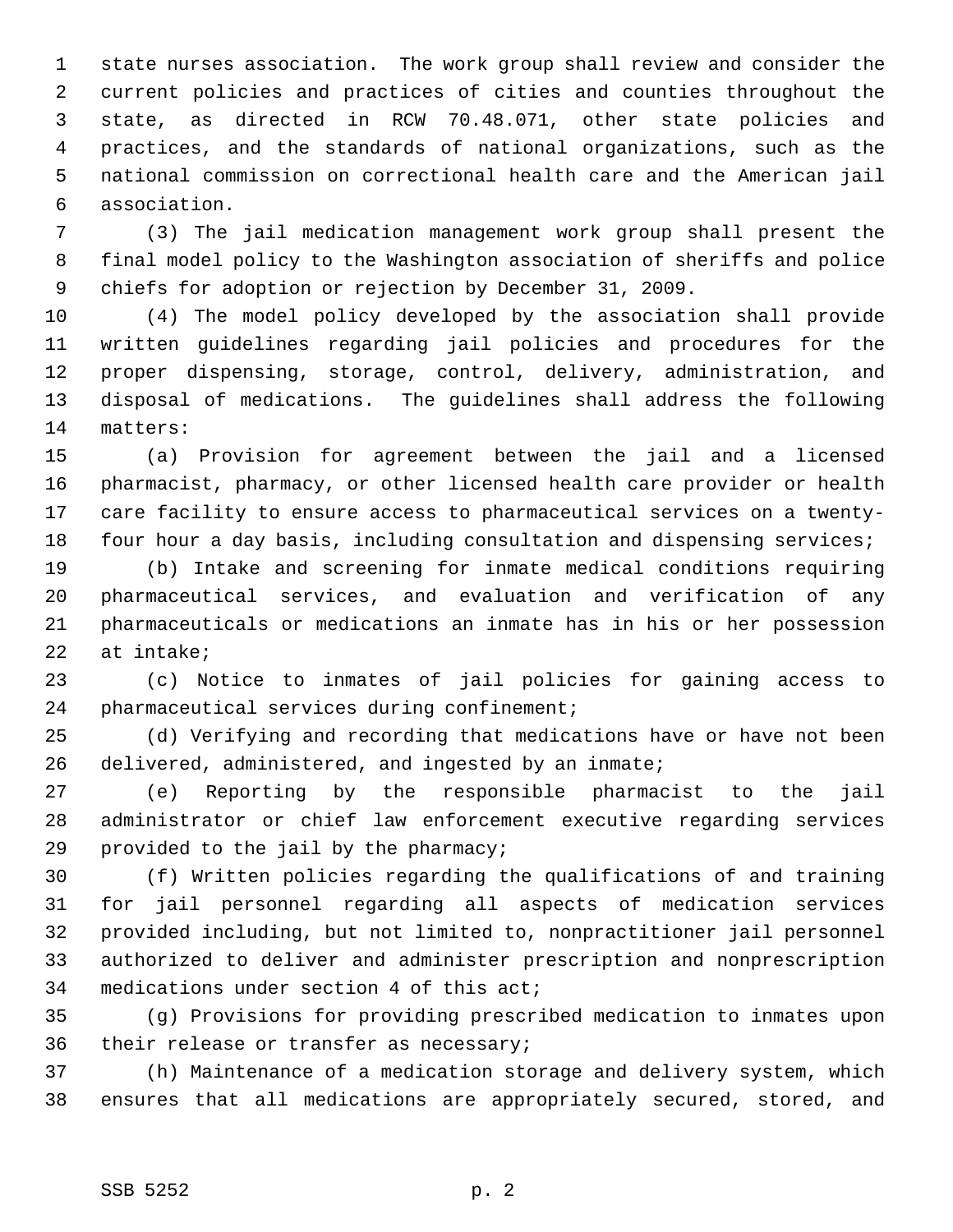state nurses association. The work group shall review and consider the current policies and practices of cities and counties throughout the state, as directed in RCW 70.48.071, other state policies and practices, and the standards of national organizations, such as the national commission on correctional health care and the American jail association.

(3) The jail medication management work group shall present the final model policy to the Washington association of sheriffs and police chiefs for adoption or rejection by December 31, 2009.

(4) The model policy developed by the association shall provide written guidelines regarding jail policies and procedures for the proper dispensing, storage, control, delivery, administration, and disposal of medications. The guidelines shall address the following matters:

(a) Provision for agreement between the jail and a licensed pharmacist, pharmacy, or other licensed health care provider or health care facility to ensure access to pharmaceutical services on a twenty-four hour a day basis, including consultation and dispensing services;

(b) Intake and screening for inmate medical conditions requiring pharmaceutical services, and evaluation and verification of any pharmaceuticals or medications an inmate has in his or her possession at intake;

(c) Notice to inmates of jail policies for gaining access to pharmaceutical services during confinement;

(d) Verifying and recording that medications have or have not been delivered, administered, and ingested by an inmate;

(e) Reporting by the responsible pharmacist to the jail administrator or chief law enforcement executive regarding services provided to the jail by the pharmacy;

(f) Written policies regarding the qualifications of and training for jail personnel regarding all aspects of medication services provided including, but not limited to, nonpractitioner jail personnel authorized to deliver and administer prescription and nonprescription medications under section 4 of this act;

(g) Provisions for providing prescribed medication to inmates upon their release or transfer as necessary;

(h) Maintenance of a medication storage and delivery system, which ensures that all medications are appropriately secured, stored, and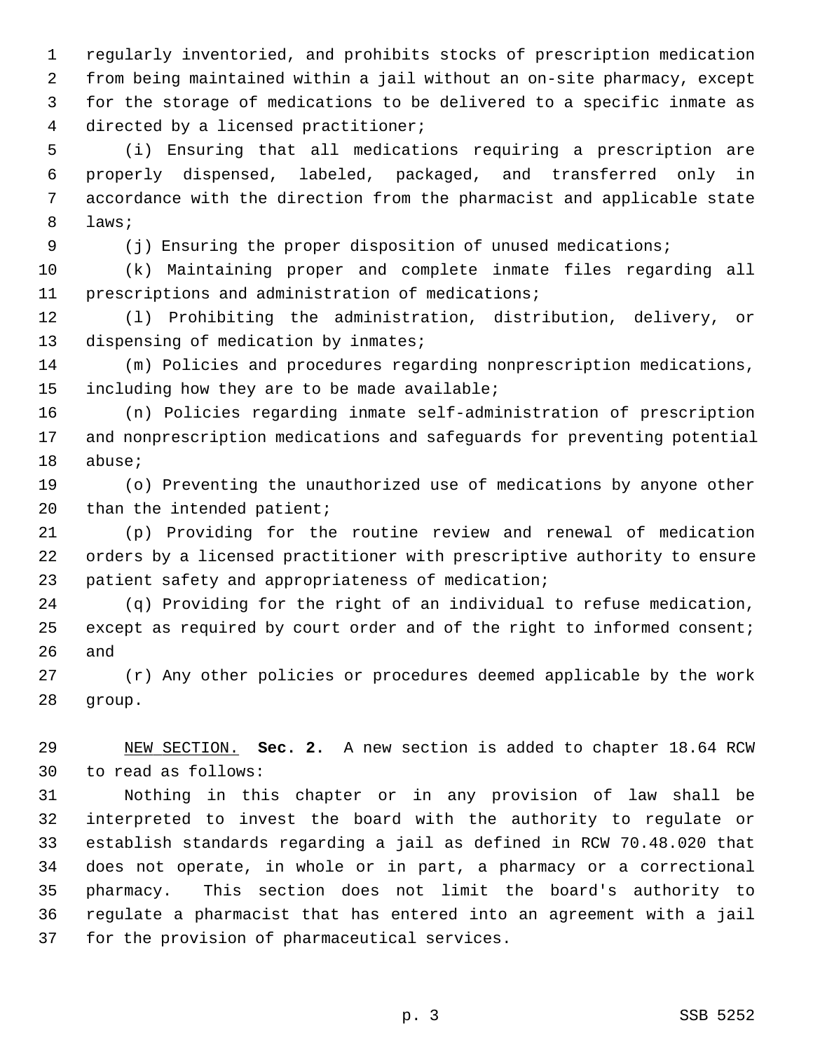regularly inventoried, and prohibits stocks of prescription medication from being maintained within a jail without an on-site pharmacy, except for the storage of medications to be delivered to a specific inmate as directed by a licensed practitioner;

(i) Ensuring that all medications requiring a prescription are properly dispensed, labeled, packaged, and transferred only in accordance with the direction from the pharmacist and applicable state laws;

(j) Ensuring the proper disposition of unused medications;

(k) Maintaining proper and complete inmate files regarding all prescriptions and administration of medications;

(l) Prohibiting the administration, distribution, delivery, or dispensing of medication by inmates;

(m) Policies and procedures regarding nonprescription medications, including how they are to be made available;

(n) Policies regarding inmate self-administration of prescription and nonprescription medications and safeguards for preventing potential abuse;

(o) Preventing the unauthorized use of medications by anyone other than the intended patient;

(p) Providing for the routine review and renewal of medication orders by a licensed practitioner with prescriptive authority to ensure patient safety and appropriateness of medication;

(q) Providing for the right of an individual to refuse medication, except as required by court order and of the right to informed consent; and

(r) Any other policies or procedures deemed applicable by the work group.

NEW SECTION. **Sec. 2.** A new section is added to chapter 18.64 RCW to read as follows:

Nothing in this chapter or in any provision of law shall be interpreted to invest the board with the authority to regulate or establish standards regarding a jail as defined in RCW 70.48.020 that does not operate, in whole or in part, a pharmacy or a correctional pharmacy. This section does not limit the board's authority to regulate a pharmacist that has entered into an agreement with a jail for the provision of pharmaceutical services.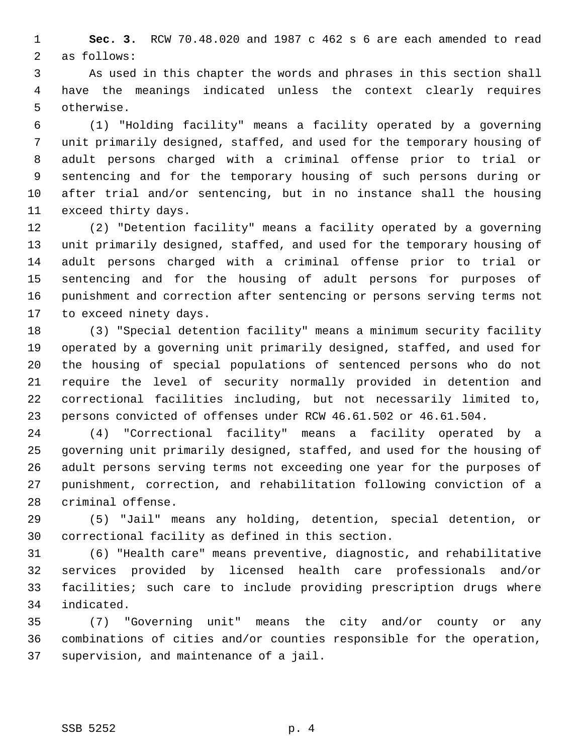**Sec. 3.** RCW 70.48.020 and 1987 c 462 s 6 are each amended to read as follows:

As used in this chapter the words and phrases in this section shall have the meanings indicated unless the context clearly requires otherwise.

(1) "Holding facility" means a facility operated by a governing unit primarily designed, staffed, and used for the temporary housing of adult persons charged with a criminal offense prior to trial or sentencing and for the temporary housing of such persons during or after trial and/or sentencing, but in no instance shall the housing exceed thirty days.

(2) "Detention facility" means a facility operated by a governing unit primarily designed, staffed, and used for the temporary housing of adult persons charged with a criminal offense prior to trial or sentencing and for the housing of adult persons for purposes of punishment and correction after sentencing or persons serving terms not to exceed ninety days.

(3) "Special detention facility" means a minimum security facility operated by a governing unit primarily designed, staffed, and used for the housing of special populations of sentenced persons who do not require the level of security normally provided in detention and correctional facilities including, but not necessarily limited to, persons convicted of offenses under RCW 46.61.502 or 46.61.504.

(4) "Correctional facility" means a facility operated by a governing unit primarily designed, staffed, and used for the housing of adult persons serving terms not exceeding one year for the purposes of punishment, correction, and rehabilitation following conviction of a criminal offense.

(5) "Jail" means any holding, detention, special detention, or correctional facility as defined in this section.

(6) "Health care" means preventive, diagnostic, and rehabilitative services provided by licensed health care professionals and/or facilities; such care to include providing prescription drugs where indicated.

(7) "Governing unit" means the city and/or county or any combinations of cities and/or counties responsible for the operation, supervision, and maintenance of a jail.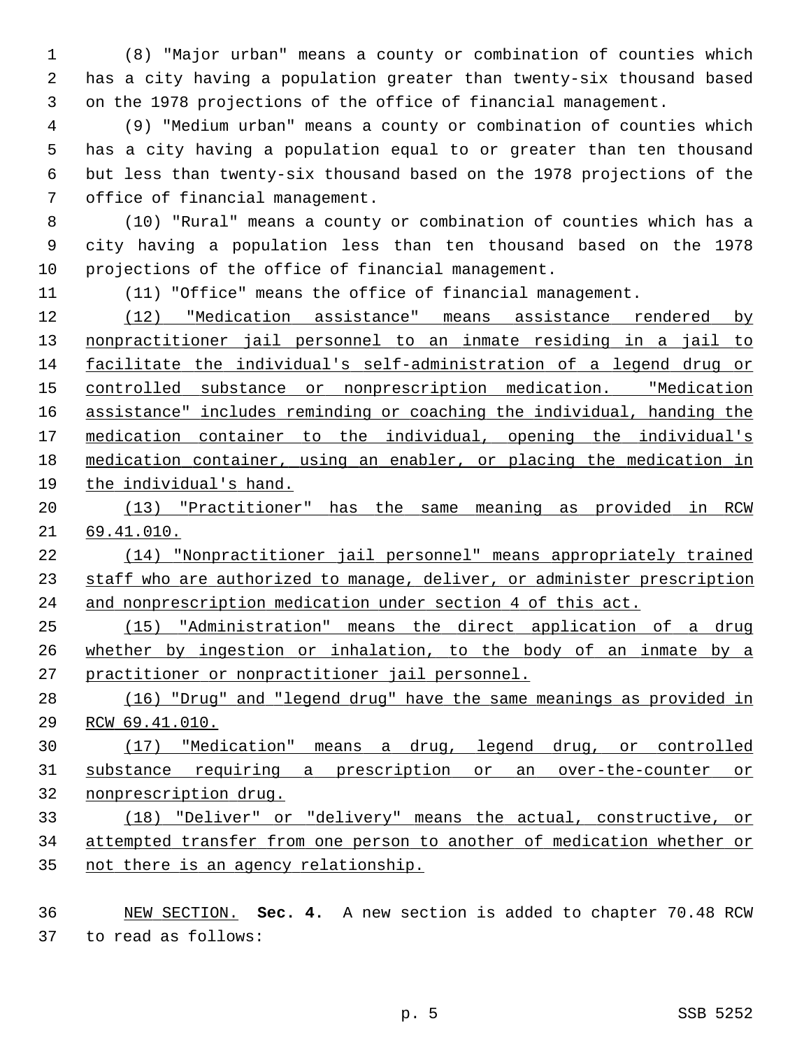(8) "Major urban" means a county or combination of counties which has a city having a population greater than twenty-six thousand based on the 1978 projections of the office of financial management.

(9) "Medium urban" means a county or combination of counties which has a city having a population equal to or greater than ten thousand but less than twenty-six thousand based on the 1978 projections of the office of financial management.

(10) "Rural" means a county or combination of counties which has a city having a population less than ten thousand based on the 1978 projections of the office of financial management.

(11) "Office" means the office of financial management.

<u>(12) "Medication assistance" means assistance rendered by nonpractitioner jail personnel to an inmate residing in a jail to facilitate the individual's self-administration of a legend drug or controlled substance or nonprescription medication. "Medication assistance" includes reminding or coaching the individual, handing the medication container to the individual, opening the individual's medication container, using an enabler, or placing the medication in the individual's hand.</u>

<u>(13) "Practitioner" has the same meaning as provided in RCW 69.41.010.</u>

<u>(14) "Nonpractitioner jail personnel" means appropriately trained staff who are authorized to manage, deliver, or administer prescription and nonprescription medication under section 4 of this act.</u>

<u>(15) "Administration" means the direct application of a drug whether by ingestion or inhalation, to the body of an inmate by a practitioner or nonpractitioner jail personnel.</u>

<u>(16) "Drug" and "legend drug" have the same meanings as provided in RCW 69.41.010.</u>

<u>(17) "Medication" means a drug, legend drug, or controlled substance requiring a prescription or an over-the-counter or nonprescription drug.</u>

<u>(18) "Deliver" or "delivery" means the actual, constructive, or attempted transfer from one person to another of medication whether or not there is an agency relationship.</u>

<u>NEW SECTION.</u> **Sec. 4.** A new section is added to chapter 70.48 RCW to read as follows: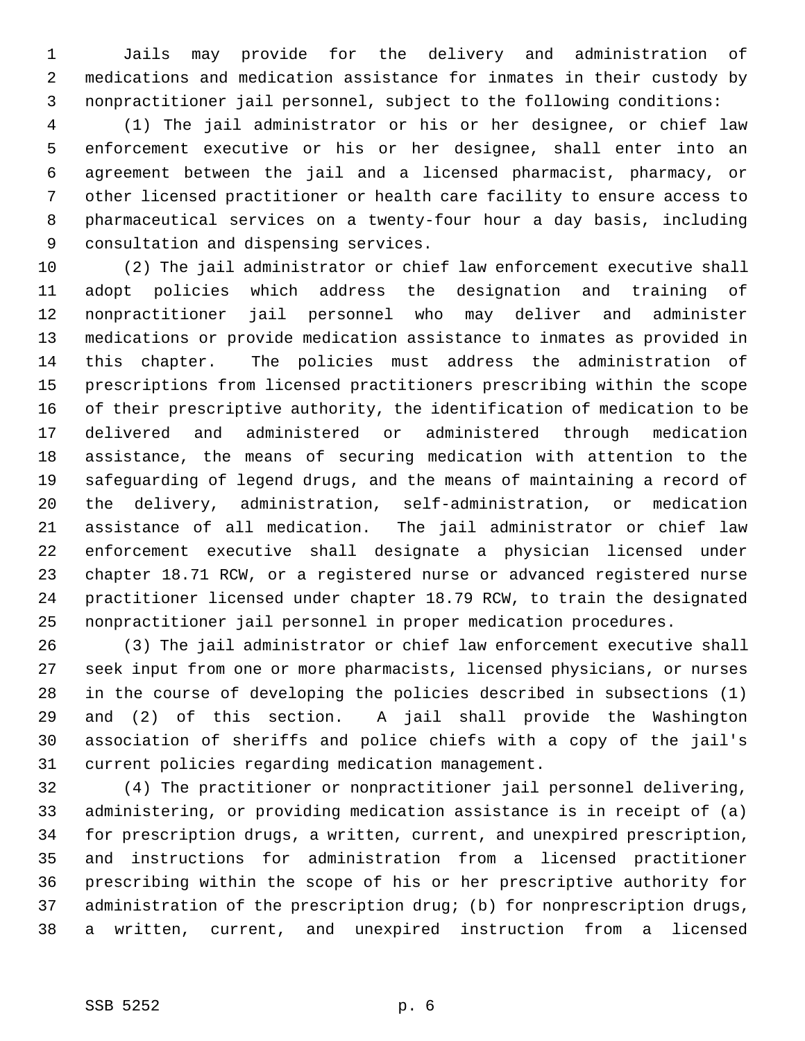Jails may provide for the delivery and administration of medications and medication assistance for inmates in their custody by nonpractitioner jail personnel, subject to the following conditions:

(1) The jail administrator or his or her designee, or chief law enforcement executive or his or her designee, shall enter into an agreement between the jail and a licensed pharmacist, pharmacy, or other licensed practitioner or health care facility to ensure access to pharmaceutical services on a twenty-four hour a day basis, including consultation and dispensing services.

(2) The jail administrator or chief law enforcement executive shall adopt policies which address the designation and training of nonpractitioner jail personnel who may deliver and administer medications or provide medication assistance to inmates as provided in this chapter. The policies must address the administration of prescriptions from licensed practitioners prescribing within the scope of their prescriptive authority, the identification of medication to be delivered and administered or administered through medication assistance, the means of securing medication with attention to the safeguarding of legend drugs, and the means of maintaining a record of the delivery, administration, self-administration, or medication assistance of all medication. The jail administrator or chief law enforcement executive shall designate a physician licensed under chapter 18.71 RCW, or a registered nurse or advanced registered nurse practitioner licensed under chapter 18.79 RCW, to train the designated nonpractitioner jail personnel in proper medication procedures.

(3) The jail administrator or chief law enforcement executive shall seek input from one or more pharmacists, licensed physicians, or nurses in the course of developing the policies described in subsections (1) and (2) of this section. A jail shall provide the Washington association of sheriffs and police chiefs with a copy of the jail's current policies regarding medication management.

(4) The practitioner or nonpractitioner jail personnel delivering, administering, or providing medication assistance is in receipt of (a) for prescription drugs, a written, current, and unexpired prescription, and instructions for administration from a licensed practitioner prescribing within the scope of his or her prescriptive authority for administration of the prescription drug; (b) for nonprescription drugs, a written, current, and unexpired instruction from a licensed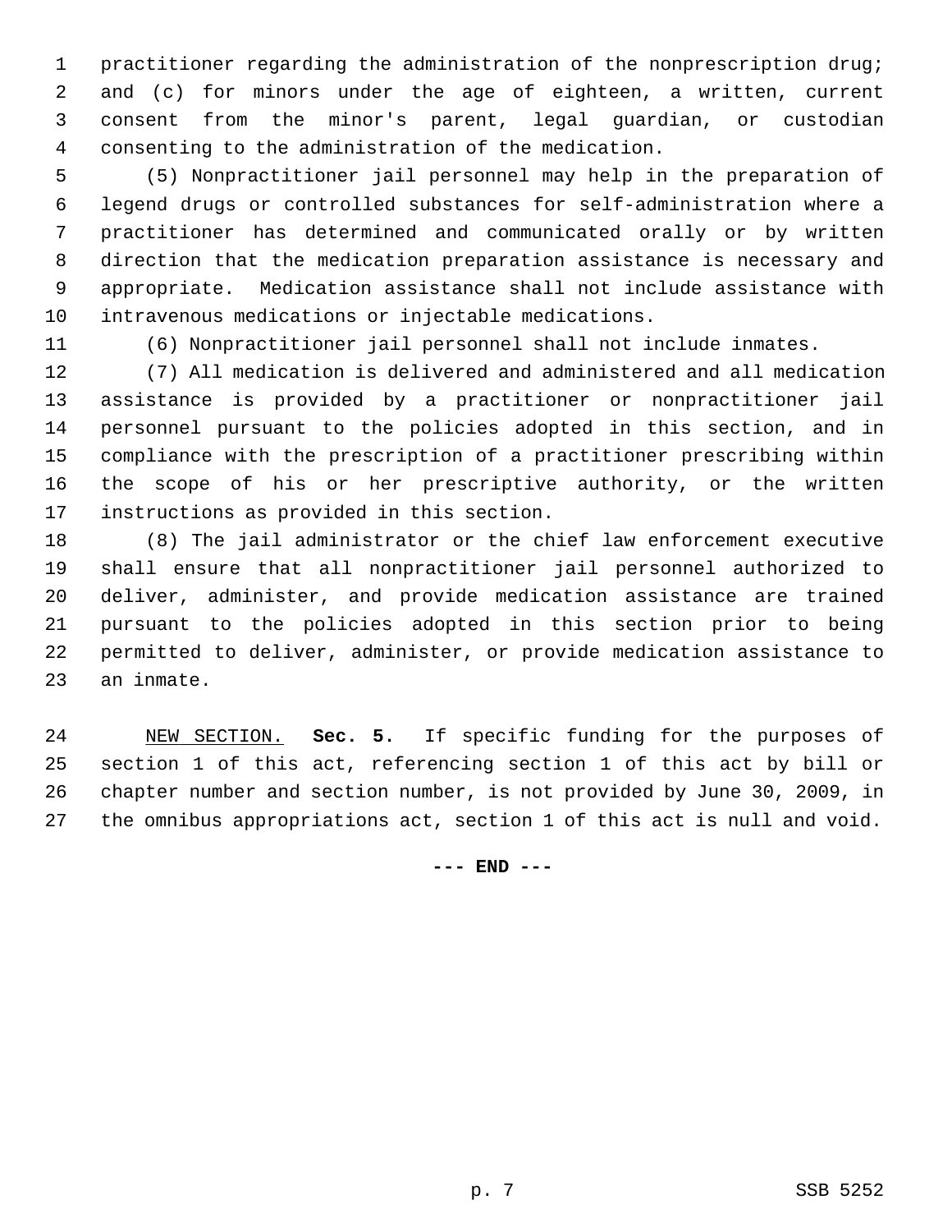practitioner regarding the administration of the nonprescription drug; and (c) for minors under the age of eighteen, a written, current consent from the minor's parent, legal guardian, or custodian consenting to the administration of the medication.

(5) Nonpractitioner jail personnel may help in the preparation of legend drugs or controlled substances for self-administration where a practitioner has determined and communicated orally or by written direction that the medication preparation assistance is necessary and appropriate. Medication assistance shall not include assistance with intravenous medications or injectable medications.

(6) Nonpractitioner jail personnel shall not include inmates.

(7) All medication is delivered and administered and all medication assistance is provided by a practitioner or nonpractitioner jail personnel pursuant to the policies adopted in this section, and in compliance with the prescription of a practitioner prescribing within the scope of his or her prescriptive authority, or the written instructions as provided in this section.

(8) The jail administrator or the chief law enforcement executive shall ensure that all nonpractitioner jail personnel authorized to deliver, administer, and provide medication assistance are trained pursuant to the policies adopted in this section prior to being permitted to deliver, administer, or provide medication assistance to an inmate.

NEW SECTION. **Sec. 5.** If specific funding for the purposes of section 1 of this act, referencing section 1 of this act by bill or chapter number and section number, is not provided by June 30, 2009, in the omnibus appropriations act, section 1 of this act is null and void.

**--- END ---**